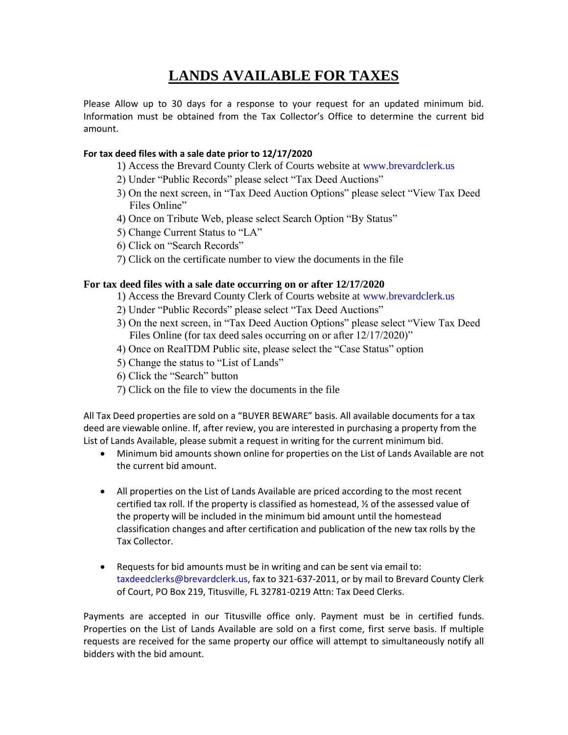# LANDS AVAILABLE FOR TAXES

Please Allow up to 30 days for a response to your request for an updated minimum bid. Information must be obtained from the Tax Collector's Office to determine the current bid amount.

**For tax deed files with a sale date prior to 12/17/2020**

1) Access the Brevard County Clerk of Courts website at www.brevardclerk.us
2) Under "Public Records" please select "Tax Deed Auctions"
3) On the next screen, in "Tax Deed Auction Options" please select "View Tax Deed Files Online"
4) Once on Tribute Web, please select Search Option "By Status"
5) Change Current Status to "LA"
6) Click on "Search Records"
7) Click on the certificate number to view the documents in the file

**For tax deed files with a sale date occurring on or after 12/17/2020**

1) Access the Brevard County Clerk of Courts website at www.brevardclerk.us
2) Under "Public Records" please select "Tax Deed Auctions"
3) On the next screen, in "Tax Deed Auction Options" please select "View Tax Deed Files Online (for tax deed sales occurring on or after 12/17/2020)"
4) Once on RealTDM Public site, please select the "Case Status" option
5) Change the status to "List of Lands"
6) Click the "Search" button
7) Click on the file to view the documents in the file

All Tax Deed properties are sold on a "BUYER BEWARE" basis. All available documents for a tax deed are viewable online. If, after review, you are interested in purchasing a property from the List of Lands Available, please submit a request in writing for the current minimum bid.

- Minimum bid amounts shown online for properties on the List of Lands Available are not the current bid amount.

- All properties on the List of Lands Available are priced according to the most recent certified tax roll. If the property is classified as homestead, ½ of the assessed value of the property will be included in the minimum bid amount until the homestead classification changes and after certification and publication of the new tax rolls by the Tax Collector.

- Requests for bid amounts must be in writing and can be sent via email to: taxdeedclerks@brevardclerk.us, fax to 321-637-2011, or by mail to Brevard County Clerk of Court, PO Box 219, Titusville, FL 32781-0219 Attn: Tax Deed Clerks.

Payments are accepted in our Titusville office only. Payment must be in certified funds. Properties on the List of Lands Available are sold on a first come, first serve basis. If multiple requests are received for the same property our office will attempt to simultaneously notify all bidders with the bid amount.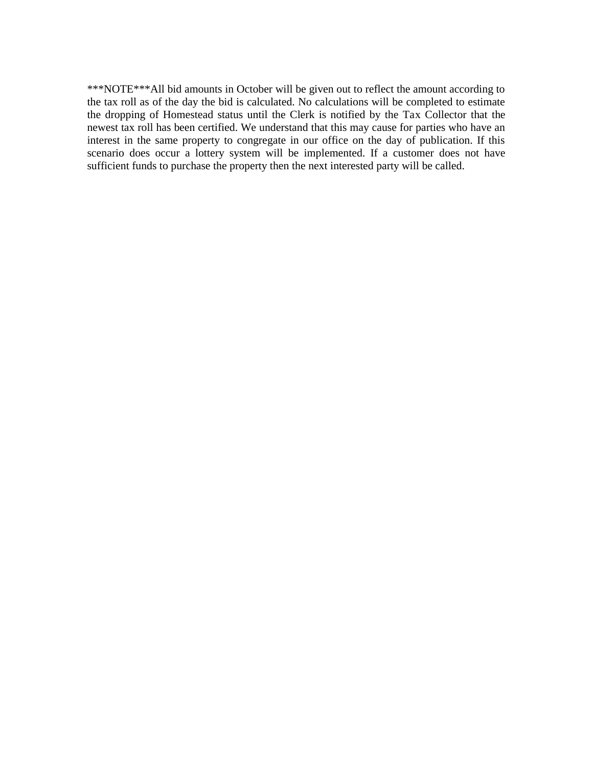***NOTE***All bid amounts in October will be given out to reflect the amount according to the tax roll as of the day the bid is calculated. No calculations will be completed to estimate the dropping of Homestead status until the Clerk is notified by the Tax Collector that the newest tax roll has been certified. We understand that this may cause for parties who have an interest in the same property to congregate in our office on the day of publication. If this scenario does occur a lottery system will be implemented. If a customer does not have sufficient funds to purchase the property then the next interested party will be called.